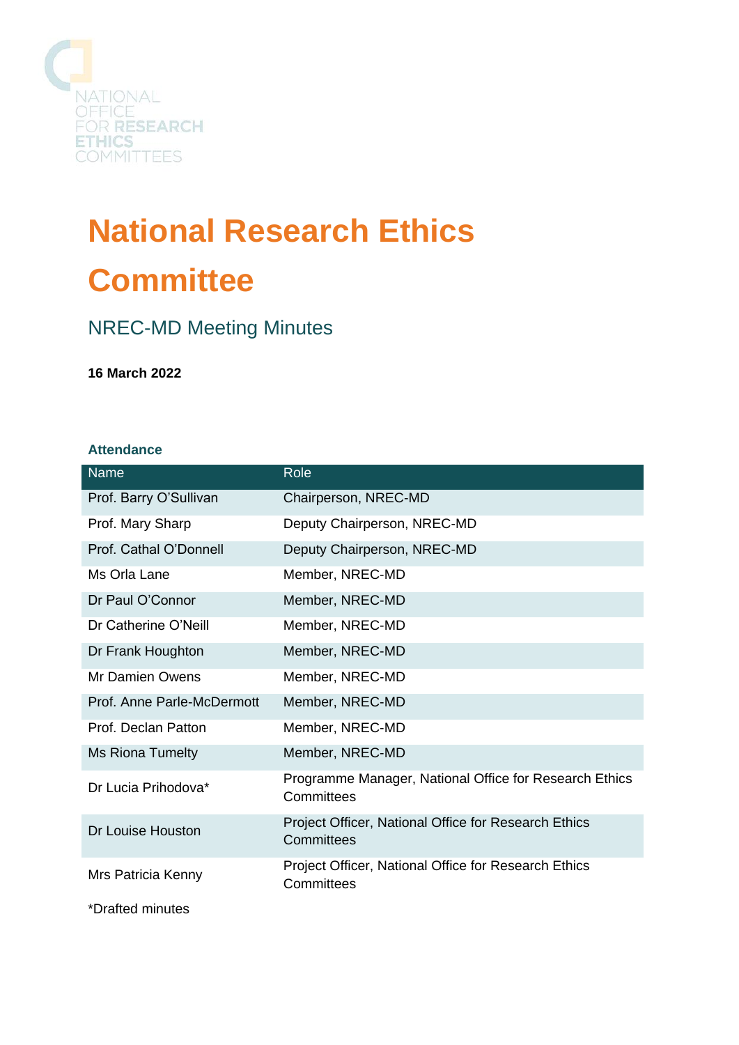NATIONAL OFFICE FOR RESEARCH ETHICS COMMITTEES

# National Research Ethics Committee

## NREC-MD Meeting Minutes

**16 March 2022**

### Attendance

| Name | Role |
| --- | --- |
| Prof. Barry O'Sullivan | Chairperson, NREC-MD |
| Prof. Mary Sharp | Deputy Chairperson, NREC-MD |
| Prof. Cathal O'Donnell | Deputy Chairperson, NREC-MD |
| Ms Orla Lane | Member, NREC-MD |
| Dr Paul O'Connor | Member, NREC-MD |
| Dr Catherine O'Neill | Member, NREC-MD |
| Dr Frank Houghton | Member, NREC-MD |
| Mr Damien Owens | Member, NREC-MD |
| Prof. Anne Parle-McDermott | Member, NREC-MD |
| Prof. Declan Patton | Member, NREC-MD |
| Ms Riona Tumelty | Member, NREC-MD |
| Dr Lucia Prihodova* | Programme Manager, National Office for Research Ethics Committees |
| Dr Louise Houston | Project Officer, National Office for Research Ethics Committees |
| Mrs Patricia Kenny | Project Officer, National Office for Research Ethics Committees |

*Drafted minutes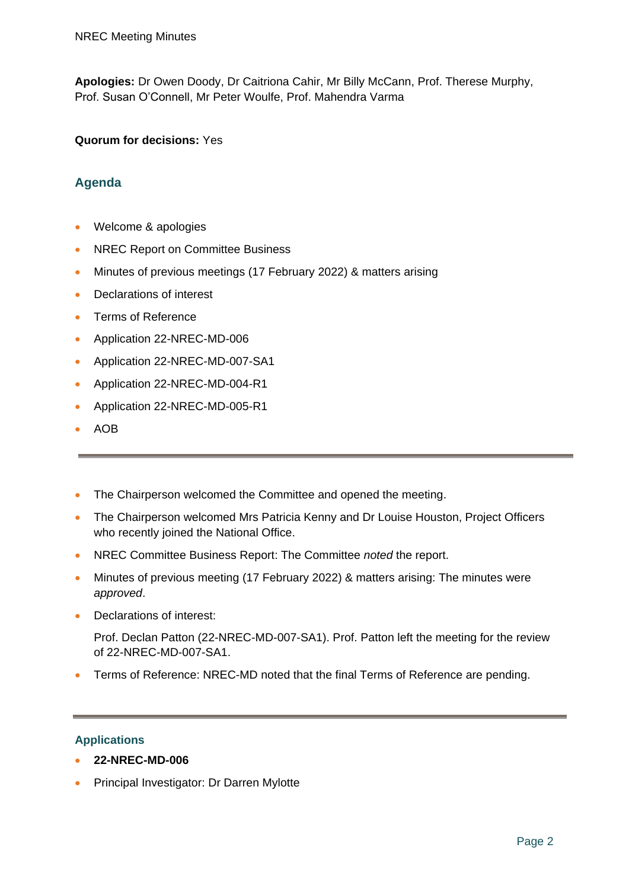**Apologies:** Dr Owen Doody, Dr Caitriona Cahir, Mr Billy McCann, Prof. Therese Murphy, Prof. Susan O'Connell, Mr Peter Woulfe, Prof. Mahendra Varma

**Quorum for decisions:** Yes

## Agenda

- Welcome & apologies
- NREC Report on Committee Business
- Minutes of previous meetings (17 February 2022) & matters arising
- Declarations of interest
- Terms of Reference
- Application 22-NREC-MD-006
- Application 22-NREC-MD-007-SA1
- Application 22-NREC-MD-004-R1
- Application 22-NREC-MD-005-R1
- AOB

---

- The Chairperson welcomed the Committee and opened the meeting.
- The Chairperson welcomed Mrs Patricia Kenny and Dr Louise Houston, Project Officers who recently joined the National Office.
- NREC Committee Business Report: The Committee *noted* the report.
- Minutes of previous meeting (17 February 2022) & matters arising: The minutes were *approved*.
- Declarations of interest:

  Prof. Declan Patton (22-NREC-MD-007-SA1). Prof. Patton left the meeting for the review of 22-NREC-MD-007-SA1.
- Terms of Reference: NREC-MD noted that the final Terms of Reference are pending.

---

### Applications

- **22-NREC-MD-006**
- Principal Investigator: Dr Darren Mylotte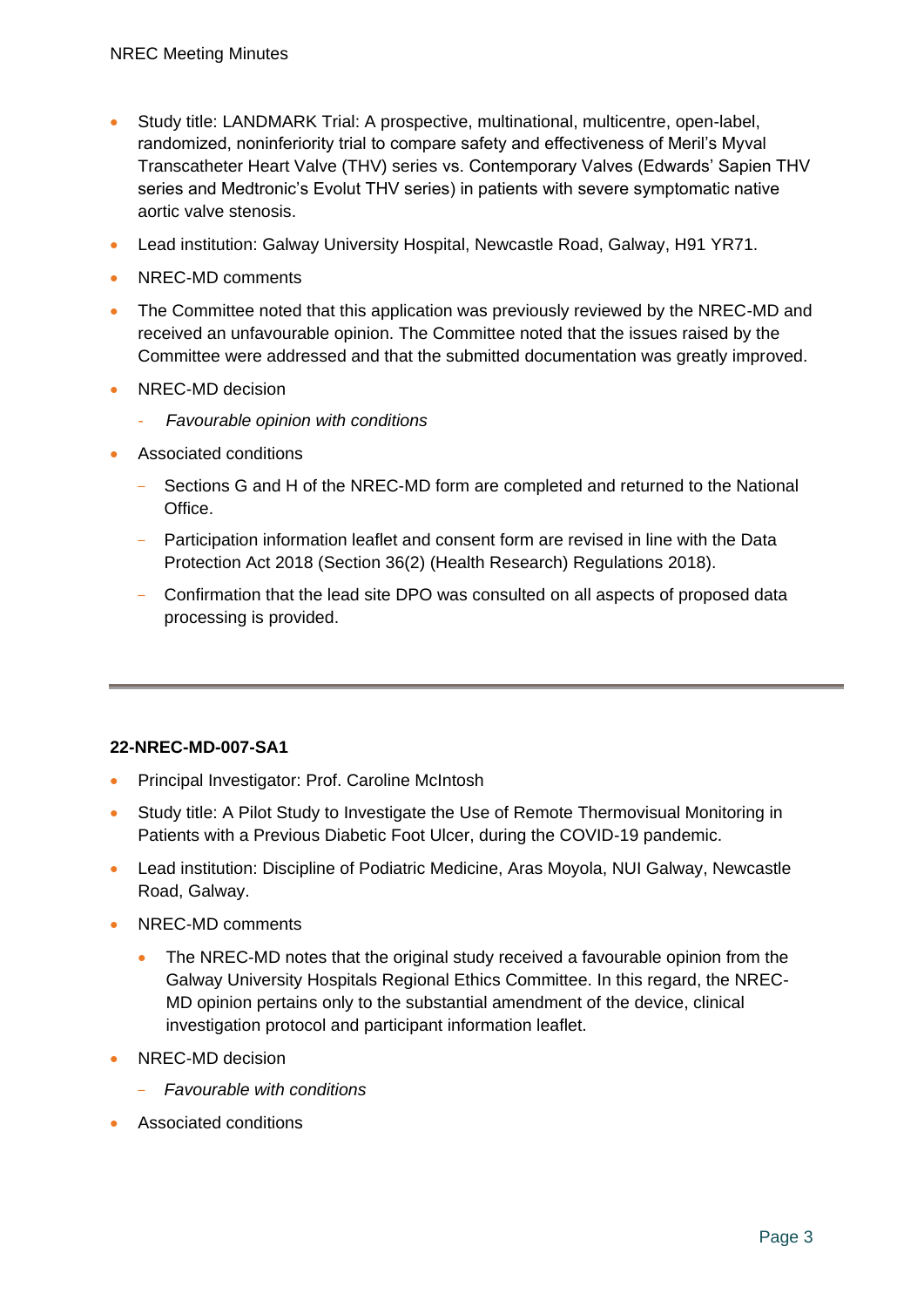- Study title: LANDMARK Trial: A prospective, multinational, multicentre, open-label, randomized, noninferiority trial to compare safety and effectiveness of Meril's Myval Transcatheter Heart Valve (THV) series vs. Contemporary Valves (Edwards' Sapien THV series and Medtronic's Evolut THV series) in patients with severe symptomatic native aortic valve stenosis.
- Lead institution: Galway University Hospital, Newcastle Road, Galway, H91 YR71.
- NREC-MD comments
- The Committee noted that this application was previously reviewed by the NREC-MD and received an unfavourable opinion. The Committee noted that the issues raised by the Committee were addressed and that the submitted documentation was greatly improved.
- NREC-MD decision
  - *Favourable opinion with conditions*
- Associated conditions
  - Sections G and H of the NREC-MD form are completed and returned to the National Office.
  - Participation information leaflet and consent form are revised in line with the Data Protection Act 2018 (Section 36(2) (Health Research) Regulations 2018).
  - Confirmation that the lead site DPO was consulted on all aspects of proposed data processing is provided.

---

**22-NREC-MD-007-SA1**

- Principal Investigator: Prof. Caroline McIntosh
- Study title: A Pilot Study to Investigate the Use of Remote Thermovisual Monitoring in Patients with a Previous Diabetic Foot Ulcer, during the COVID-19 pandemic.
- Lead institution: Discipline of Podiatric Medicine, Aras Moyola, NUI Galway, Newcastle Road, Galway.
- NREC-MD comments
  - The NREC-MD notes that the original study received a favourable opinion from the Galway University Hospitals Regional Ethics Committee. In this regard, the NREC-MD opinion pertains only to the substantial amendment of the device, clinical investigation protocol and participant information leaflet.
- NREC-MD decision
  - *Favourable with conditions*
- Associated conditions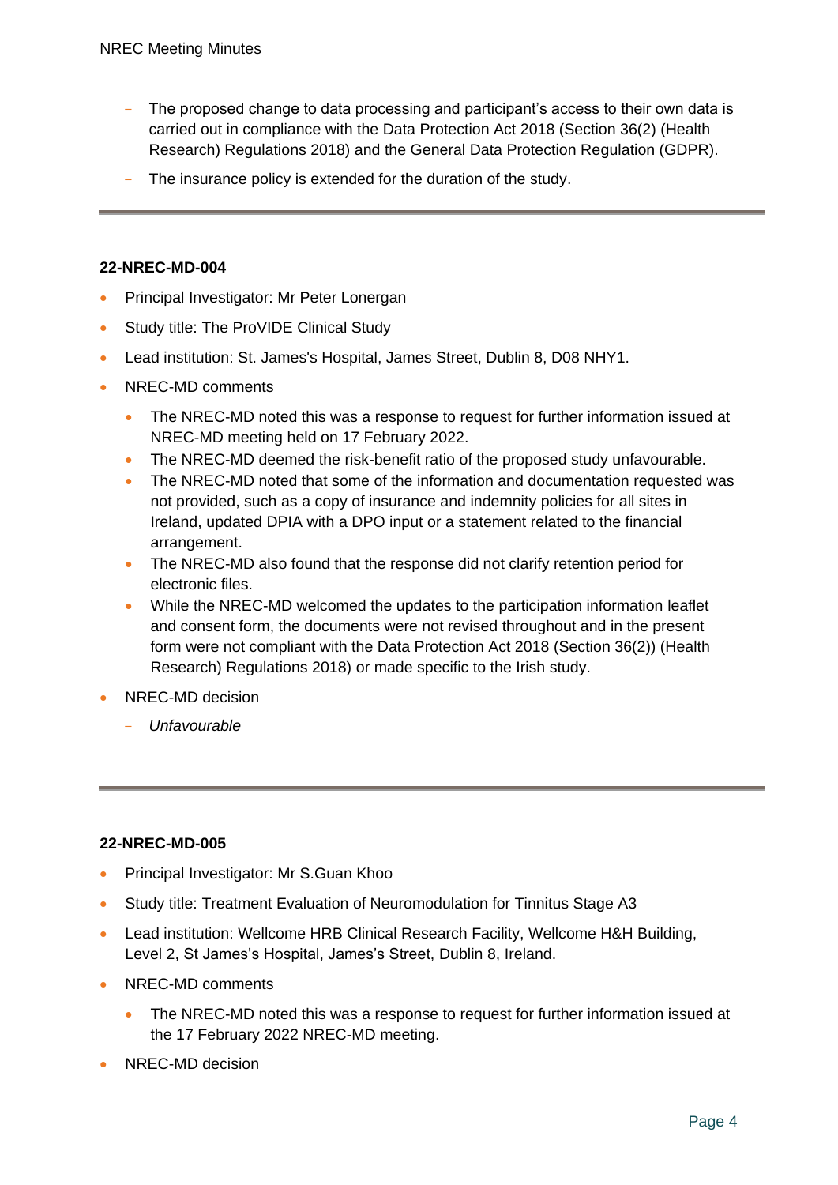- The proposed change to data processing and participant's access to their own data is carried out in compliance with the Data Protection Act 2018 (Section 36(2) (Health Research) Regulations 2018) and the General Data Protection Regulation (GDPR).
- The insurance policy is extended for the duration of the study.

---

**22-NREC-MD-004**

- Principal Investigator: Mr Peter Lonergan
- Study title: The ProVIDE Clinical Study
- Lead institution: St. James's Hospital, James Street, Dublin 8, D08 NHY1.
- NREC-MD comments
  - The NREC-MD noted this was a response to request for further information issued at NREC-MD meeting held on 17 February 2022.
  - The NREC-MD deemed the risk-benefit ratio of the proposed study unfavourable.
  - The NREC-MD noted that some of the information and documentation requested was not provided, such as a copy of insurance and indemnity policies for all sites in Ireland, updated DPIA with a DPO input or a statement related to the financial arrangement.
  - The NREC-MD also found that the response did not clarify retention period for electronic files.
  - While the NREC-MD welcomed the updates to the participation information leaflet and consent form, the documents were not revised throughout and in the present form were not compliant with the Data Protection Act 2018 (Section 36(2)) (Health Research) Regulations 2018) or made specific to the Irish study.
- NREC-MD decision
  - *Unfavourable*

---

**22-NREC-MD-005**

- Principal Investigator: Mr S.Guan Khoo
- Study title: Treatment Evaluation of Neuromodulation for Tinnitus Stage A3
- Lead institution: Wellcome HRB Clinical Research Facility, Wellcome H&H Building, Level 2, St James's Hospital, James's Street, Dublin 8, Ireland.
- NREC-MD comments
  - The NREC-MD noted this was a response to request for further information issued at the 17 February 2022 NREC-MD meeting.
- NREC-MD decision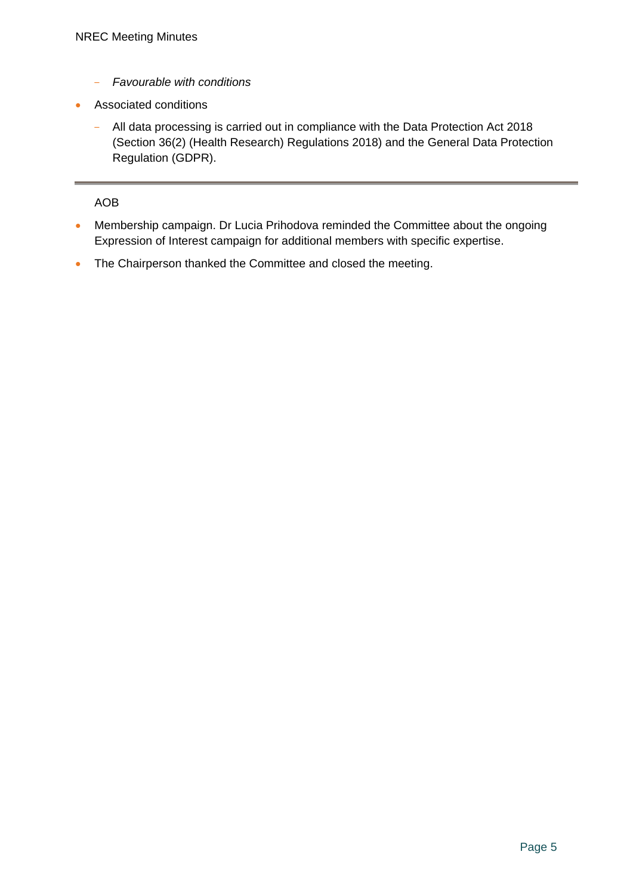- *Favourable with conditions*

- Associated conditions
  - All data processing is carried out in compliance with the Data Protection Act 2018 (Section 36(2) (Health Research) Regulations 2018) and the General Data Protection Regulation (GDPR).

---

AOB

- Membership campaign. Dr Lucia Prihodova reminded the Committee about the ongoing Expression of Interest campaign for additional members with specific expertise.
- The Chairperson thanked the Committee and closed the meeting.